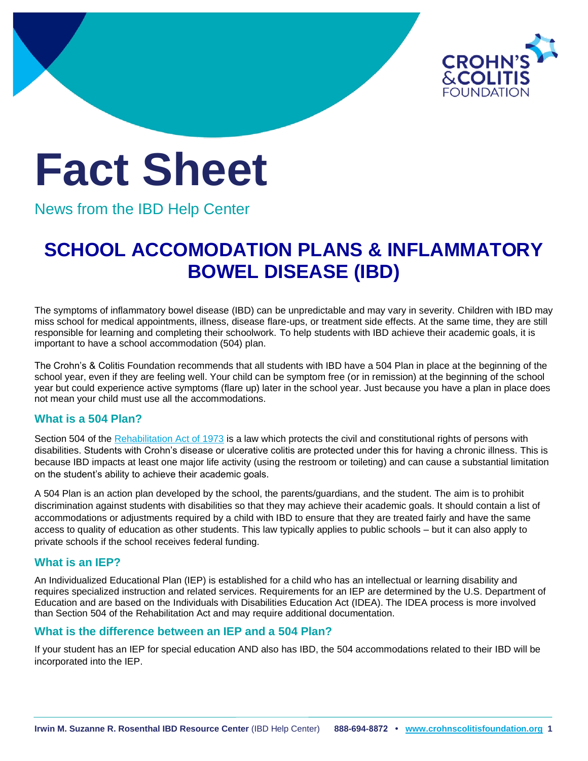CROHN'S & COLITIS FOUNDATION

# Fact Sheet

News from the IBD Help Center

## SCHOOL ACCOMODATION PLANS & INFLAMMATORY BOWEL DISEASE (IBD)

The symptoms of inflammatory bowel disease (IBD) can be unpredictable and may vary in severity. Children with IBD may miss school for medical appointments, illness, disease flare-ups, or treatment side effects. At the same time, they are still responsible for learning and completing their schoolwork. To help students with IBD achieve their academic goals, it is important to have a school accommodation (504) plan.

The Crohn's & Colitis Foundation recommends that all students with IBD have a 504 Plan in place at the beginning of the school year, even if they are feeling well. Your child can be symptom free (or in remission) at the beginning of the school year but could experience active symptoms (flare up) later in the school year. Just because you have a plan in place does not mean your child must use all the accommodations.

### What is a 504 Plan?

Section 504 of the Rehabilitation Act of 1973 is a law which protects the civil and constitutional rights of persons with disabilities. Students with Crohn's disease or ulcerative colitis are protected under this for having a chronic illness. This is because IBD impacts at least one major life activity (using the restroom or toileting) and can cause a substantial limitation on the student's ability to achieve their academic goals.

A 504 Plan is an action plan developed by the school, the parents/guardians, and the student. The aim is to prohibit discrimination against students with disabilities so that they may achieve their academic goals. It should contain a list of accommodations or adjustments required by a child with IBD to ensure that they are treated fairly and have the same access to quality of education as other students. This law typically applies to public schools – but it can also apply to private schools if the school receives federal funding.

### What is an IEP?

An Individualized Educational Plan (IEP) is established for a child who has an intellectual or learning disability and requires specialized instruction and related services. Requirements for an IEP are determined by the U.S. Department of Education and are based on the Individuals with Disabilities Education Act (IDEA). The IDEA process is more involved than Section 504 of the Rehabilitation Act and may require additional documentation.

### What is the difference between an IEP and a 504 Plan?

If your student has an IEP for special education AND also has IBD, the 504 accommodations related to their IBD will be incorporated into the IEP.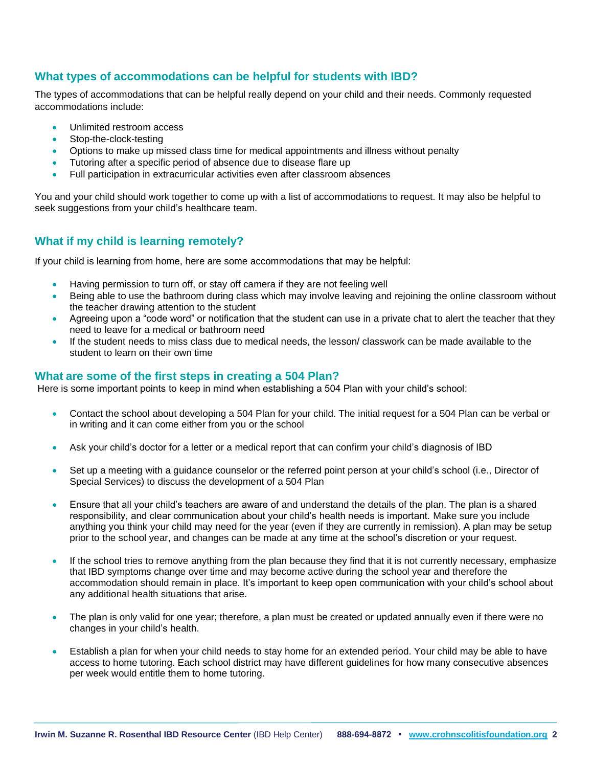## What types of accommodations can be helpful for students with IBD?

The types of accommodations that can be helpful really depend on your child and their needs. Commonly requested accommodations include:

- Unlimited restroom access
- Stop-the-clock-testing
- Options to make up missed class time for medical appointments and illness without penalty
- Tutoring after a specific period of absence due to disease flare up
- Full participation in extracurricular activities even after classroom absences

You and your child should work together to come up with a list of accommodations to request. It may also be helpful to seek suggestions from your child's healthcare team.

## What if my child is learning remotely?

If your child is learning from home, here are some accommodations that may be helpful:

- Having permission to turn off, or stay off camera if they are not feeling well
- Being able to use the bathroom during class which may involve leaving and rejoining the online classroom without the teacher drawing attention to the student
- Agreeing upon a "code word" or notification that the student can use in a private chat to alert the teacher that they need to leave for a medical or bathroom need
- If the student needs to miss class due to medical needs, the lesson/ classwork can be made available to the student to learn on their own time

## What are some of the first steps in creating a 504 Plan?

Here is some important points to keep in mind when establishing a 504 Plan with your child's school:

- Contact the school about developing a 504 Plan for your child. The initial request for a 504 Plan can be verbal or in writing and it can come either from you or the school

- Ask your child's doctor for a letter or a medical report that can confirm your child's diagnosis of IBD

- Set up a meeting with a guidance counselor or the referred point person at your child's school (i.e., Director of Special Services) to discuss the development of a 504 Plan

- Ensure that all your child's teachers are aware of and understand the details of the plan. The plan is a shared responsibility, and clear communication about your child's health needs is important. Make sure you include anything you think your child may need for the year (even if they are currently in remission). A plan may be setup prior to the school year, and changes can be made at any time at the school's discretion or your request.

- If the school tries to remove anything from the plan because they find that it is not currently necessary, emphasize that IBD symptoms change over time and may become active during the school year and therefore the accommodation should remain in place. It's important to keep open communication with your child's school about any additional health situations that arise.

- The plan is only valid for one year; therefore, a plan must be created or updated annually even if there were no changes in your child's health.

- Establish a plan for when your child needs to stay home for an extended period. Your child may be able to have access to home tutoring. Each school district may have different guidelines for how many consecutive absences per week would entitle them to home tutoring.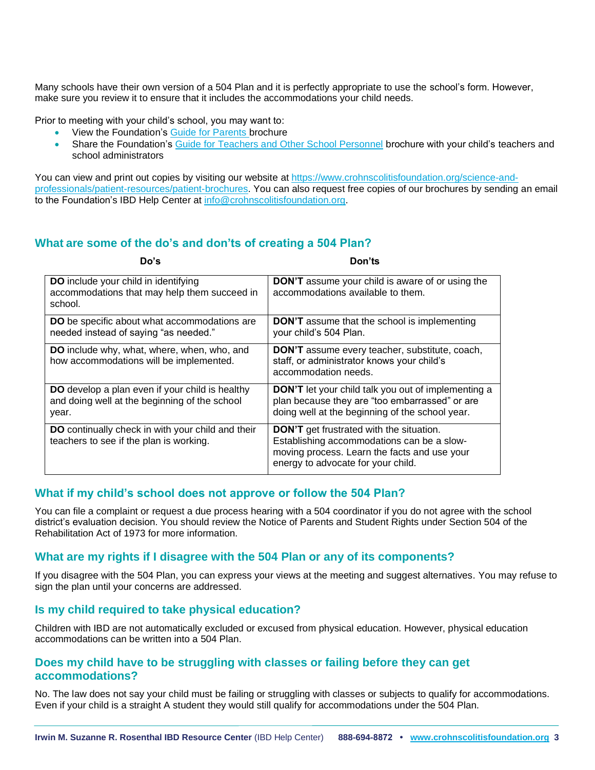Many schools have their own version of a 504 Plan and it is perfectly appropriate to use the school's form. However, make sure you review it to ensure that it includes the accommodations your child needs.

Prior to meeting with your child's school, you may want to:

- View the Foundation's [Guide for Parents](#) brochure
- Share the Foundation's [Guide for Teachers and Other School Personnel](#) brochure with your child's teachers and school administrators

You can view and print out copies by visiting our website at https://www.crohnscolitisfoundation.org/science-and-professionals/patient-resources/patient-brochures. You can also request free copies of our brochures by sending an email to the Foundation's IBD Help Center at info@crohnscolitisfoundation.org.

## What are some of the do's and don'ts of creating a 504 Plan?

| Do's | Don'ts |
|---|---|
| **DO** include your child in identifying accommodations that may help them succeed in school. | **DON'T** assume your child is aware of or using the accommodations available to them. |
| **DO** be specific about what accommodations are needed instead of saying "as needed." | **DON'T** assume that the school is implementing your child's 504 Plan. |
| **DO** include why, what, where, when, who, and how accommodations will be implemented. | **DON'T** assume every teacher, substitute, coach, staff, or administrator knows your child's accommodation needs. |
| **DO** develop a plan even if your child is healthy and doing well at the beginning of the school year. | **DON'T** let your child talk you out of implementing a plan because they are "too embarrassed" or are doing well at the beginning of the school year. |
| **DO** continually check in with your child and their teachers to see if the plan is working. | **DON'T** get frustrated with the situation. Establishing accommodations can be a slow-moving process. Learn the facts and use your energy to advocate for your child. |

## What if my child's school does not approve or follow the 504 Plan?

You can file a complaint or request a due process hearing with a 504 coordinator if you do not agree with the school district's evaluation decision. You should review the Notice of Parents and Student Rights under Section 504 of the Rehabilitation Act of 1973 for more information.

## What are my rights if I disagree with the 504 Plan or any of its components?

If you disagree with the 504 Plan, you can express your views at the meeting and suggest alternatives. You may refuse to sign the plan until your concerns are addressed.

## Is my child required to take physical education?

Children with IBD are not automatically excluded or excused from physical education. However, physical education accommodations can be written into a 504 Plan.

## Does my child have to be struggling with classes or failing before they can get accommodations?

No. The law does not say your child must be failing or struggling with classes or subjects to qualify for accommodations. Even if your child is a straight A student they would still qualify for accommodations under the 504 Plan.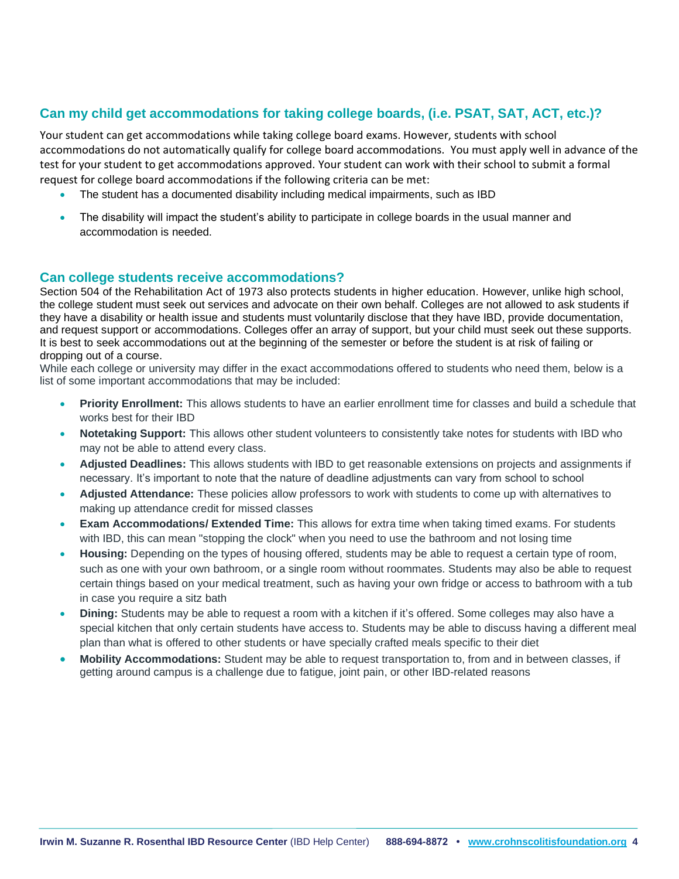## Can my child get accommodations for taking college boards, (i.e. PSAT, SAT, ACT, etc.)?

Your student can get accommodations while taking college board exams. However, students with school accommodations do not automatically qualify for college board accommodations. You must apply well in advance of the test for your student to get accommodations approved. Your student can work with their school to submit a formal request for college board accommodations if the following criteria can be met:

- The student has a documented disability including medical impairments, such as IBD
- The disability will impact the student's ability to participate in college boards in the usual manner and accommodation is needed.

## Can college students receive accommodations?

Section 504 of the Rehabilitation Act of 1973 also protects students in higher education. However, unlike high school, the college student must seek out services and advocate on their own behalf. Colleges are not allowed to ask students if they have a disability or health issue and students must voluntarily disclose that they have IBD, provide documentation, and request support or accommodations. Colleges offer an array of support, but your child must seek out these supports. It is best to seek accommodations out at the beginning of the semester or before the student is at risk of failing or dropping out of a course.

While each college or university may differ in the exact accommodations offered to students who need them, below is a list of some important accommodations that may be included:

- **Priority Enrollment:** This allows students to have an earlier enrollment time for classes and build a schedule that works best for their IBD
- **Notetaking Support:** This allows other student volunteers to consistently take notes for students with IBD who may not be able to attend every class.
- **Adjusted Deadlines:** This allows students with IBD to get reasonable extensions on projects and assignments if necessary. It's important to note that the nature of deadline adjustments can vary from school to school
- **Adjusted Attendance:** These policies allow professors to work with students to come up with alternatives to making up attendance credit for missed classes
- **Exam Accommodations/ Extended Time:** This allows for extra time when taking timed exams. For students with IBD, this can mean "stopping the clock" when you need to use the bathroom and not losing time
- **Housing:** Depending on the types of housing offered, students may be able to request a certain type of room, such as one with your own bathroom, or a single room without roommates. Students may also be able to request certain things based on your medical treatment, such as having your own fridge or access to bathroom with a tub in case you require a sitz bath
- **Dining:** Students may be able to request a room with a kitchen if it's offered. Some colleges may also have a special kitchen that only certain students have access to. Students may be able to discuss having a different meal plan than what is offered to other students or have specially crafted meals specific to their diet
- **Mobility Accommodations:** Student may be able to request transportation to, from and in between classes, if getting around campus is a challenge due to fatigue, joint pain, or other IBD-related reasons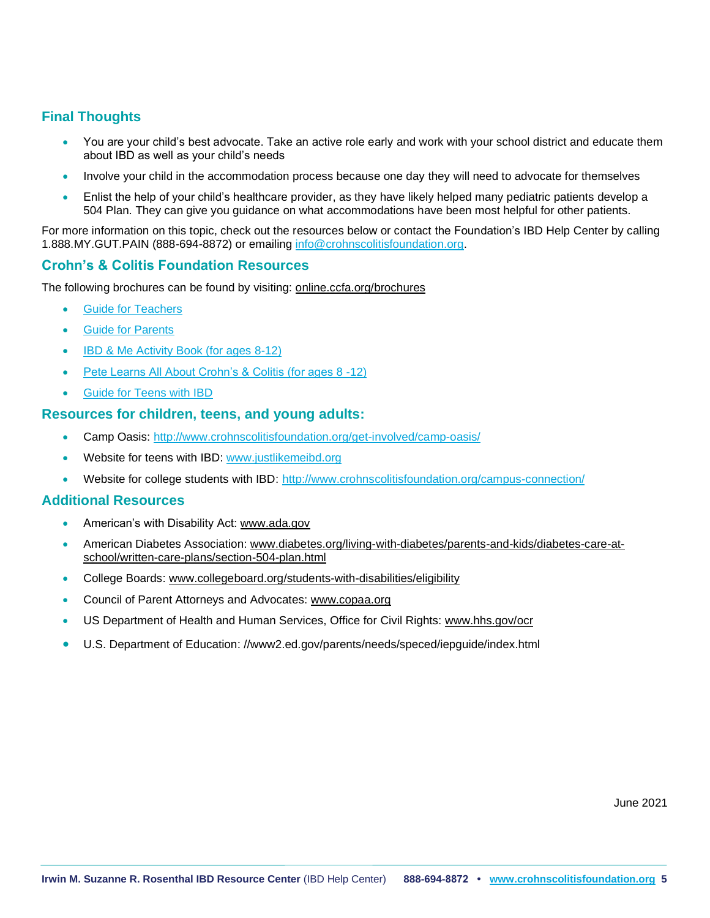## Final Thoughts

- You are your child's best advocate. Take an active role early and work with your school district and educate them about IBD as well as your child's needs
- Involve your child in the accommodation process because one day they will need to advocate for themselves
- Enlist the help of your child's healthcare provider, as they have likely helped many pediatric patients develop a 504 Plan. They can give you guidance on what accommodations have been most helpful for other patients.

For more information on this topic, check out the resources below or contact the Foundation's IBD Help Center by calling 1.888.MY.GUT.PAIN (888-694-8872) or emailing info@crohnscolitisfoundation.org.

## Crohn's & Colitis Foundation Resources

The following brochures can be found by visiting: online.ccfa.org/brochures

- Guide for Teachers
- Guide for Parents
- IBD & Me Activity Book (for ages 8-12)
- Pete Learns All About Crohn's & Colitis (for ages 8 -12)
- Guide for Teens with IBD

## Resources for children, teens, and young adults:

- Camp Oasis: http://www.crohnscolitisfoundation.org/get-involved/camp-oasis/
- Website for teens with IBD: www.justlikemeibd.org
- Website for college students with IBD: http://www.crohnscolitisfoundation.org/campus-connection/

## Additional Resources

- American's with Disability Act: www.ada.gov
- American Diabetes Association: www.diabetes.org/living-with-diabetes/parents-and-kids/diabetes-care-at-school/written-care-plans/section-504-plan.html
- College Boards: www.collegeboard.org/students-with-disabilities/eligibility
- Council of Parent Attorneys and Advocates: www.copaa.org
- US Department of Health and Human Services, Office for Civil Rights: www.hhs.gov/ocr
- U.S. Department of Education: //www2.ed.gov/parents/needs/speced/iepguide/index.html

June 2021